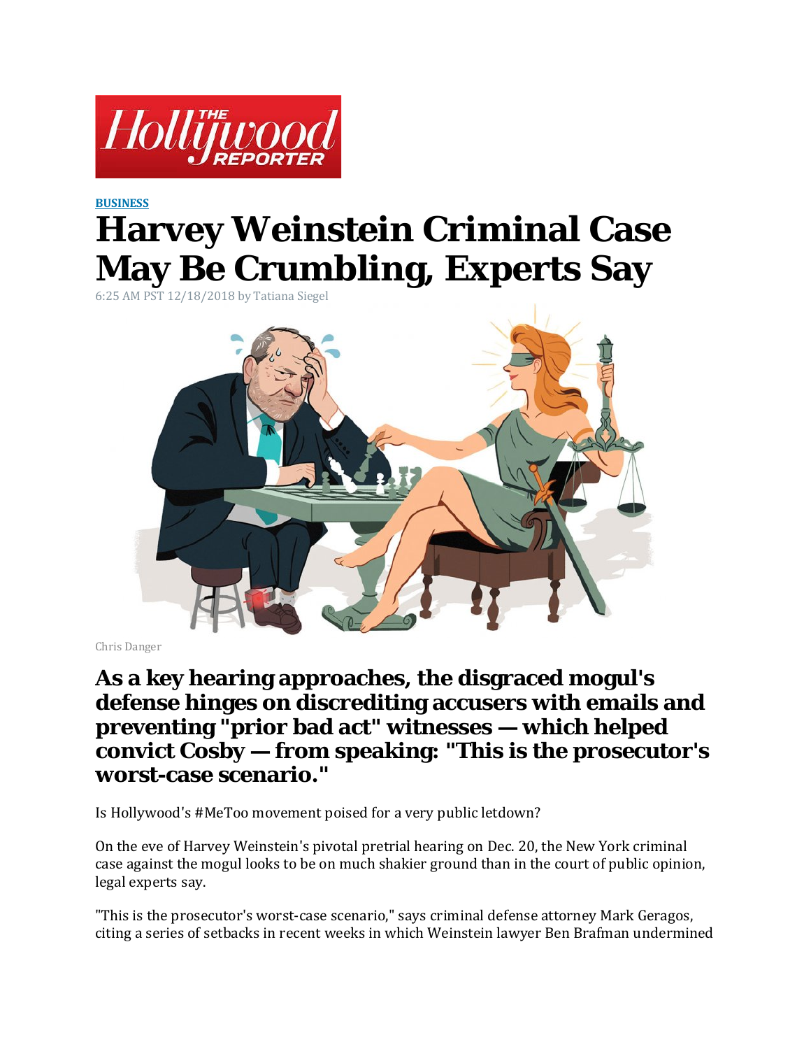**BUSINESS**

# Harvey Weinstein Criminal Case May Be Crumbling, Experts Say

6:25 AM PST 12/18/2018 by Tatiana Siegel

Chris Danger

## As a key hearing approaches, the disgraced mogul's defense hinges on discrediting accusers with emails and preventing "prior bad act" witnesses — which helped convict Cosby — from speaking: "This is the prosecutor's worst-case scenario."

Is Hollywood's #MeToo movement poised for a very public letdown?

On the eve of Harvey Weinstein's pivotal pretrial hearing on Dec. 20, the New York criminal case against the mogul looks to be on much shakier ground than in the court of public opinion, legal experts say.

"This is the prosecutor's worst-case scenario," says criminal defense attorney Mark Geragos, citing a series of setbacks in recent weeks in which Weinstein lawyer Ben Brafman undermined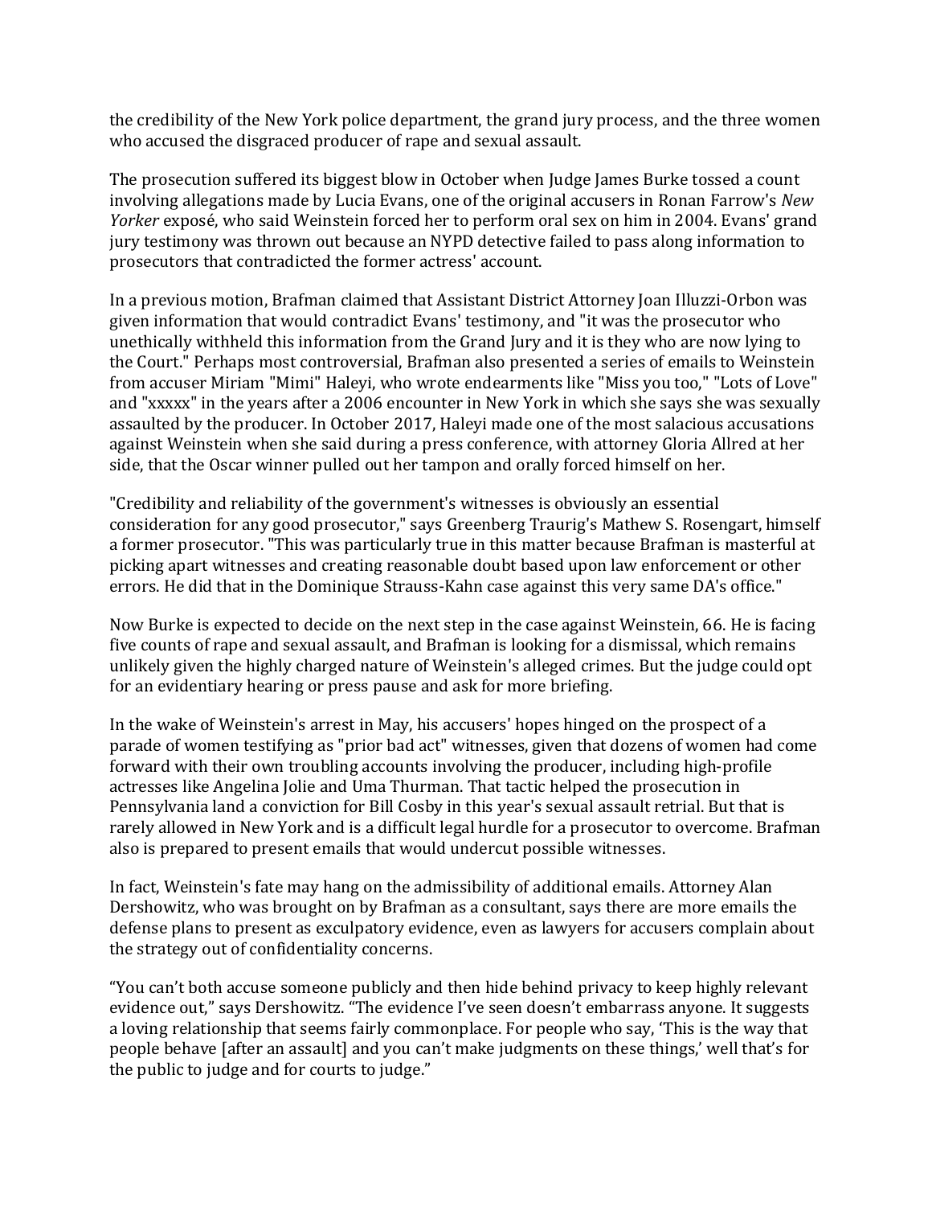the credibility of the New York police department, the grand jury process, and the three women who accused the disgraced producer of rape and sexual assault.

The prosecution suffered its biggest blow in October when Judge James Burke tossed a count involving allegations made by Lucia Evans, one of the original accusers in Ronan Farrow's *New Yorker* exposé, who said Weinstein forced her to perform oral sex on him in 2004. Evans' grand jury testimony was thrown out because an NYPD detective failed to pass along information to prosecutors that contradicted the former actress' account.

In a previous motion, Brafman claimed that Assistant District Attorney Joan Illuzzi-Orbon was given information that would contradict Evans' testimony, and "it was the prosecutor who unethically withheld this information from the Grand Jury and it is they who are now lying to the Court." Perhaps most controversial, Brafman also presented a series of emails to Weinstein from accuser Miriam "Mimi" Haleyi, who wrote endearments like "Miss you too," "Lots of Love" and "xxxxx" in the years after a 2006 encounter in New York in which she says she was sexually assaulted by the producer. In October 2017, Haleyi made one of the most salacious accusations against Weinstein when she said during a press conference, with attorney Gloria Allred at her side, that the Oscar winner pulled out her tampon and orally forced himself on her.

"Credibility and reliability of the government's witnesses is obviously an essential consideration for any good prosecutor," says Greenberg Traurig's Mathew S. Rosengart, himself a former prosecutor. "This was particularly true in this matter because Brafman is masterful at picking apart witnesses and creating reasonable doubt based upon law enforcement or other errors. He did that in the Dominique Strauss-Kahn case against this very same DA's office."

Now Burke is expected to decide on the next step in the case against Weinstein, 66. He is facing five counts of rape and sexual assault, and Brafman is looking for a dismissal, which remains unlikely given the highly charged nature of Weinstein's alleged crimes. But the judge could opt for an evidentiary hearing or press pause and ask for more briefing.

In the wake of Weinstein's arrest in May, his accusers' hopes hinged on the prospect of a parade of women testifying as "prior bad act" witnesses, given that dozens of women had come forward with their own troubling accounts involving the producer, including high-profile actresses like Angelina Jolie and Uma Thurman. That tactic helped the prosecution in Pennsylvania land a conviction for Bill Cosby in this year's sexual assault retrial. But that is rarely allowed in New York and is a difficult legal hurdle for a prosecutor to overcome. Brafman also is prepared to present emails that would undercut possible witnesses.

In fact, Weinstein's fate may hang on the admissibility of additional emails. Attorney Alan Dershowitz, who was brought on by Brafman as a consultant, says there are more emails the defense plans to present as exculpatory evidence, even as lawyers for accusers complain about the strategy out of confidentiality concerns.

"You can't both accuse someone publicly and then hide behind privacy to keep highly relevant evidence out," says Dershowitz. "The evidence I've seen doesn't embarrass anyone. It suggests a loving relationship that seems fairly commonplace. For people who say, 'This is the way that people behave [after an assault] and you can't make judgments on these things,' well that's for the public to judge and for courts to judge."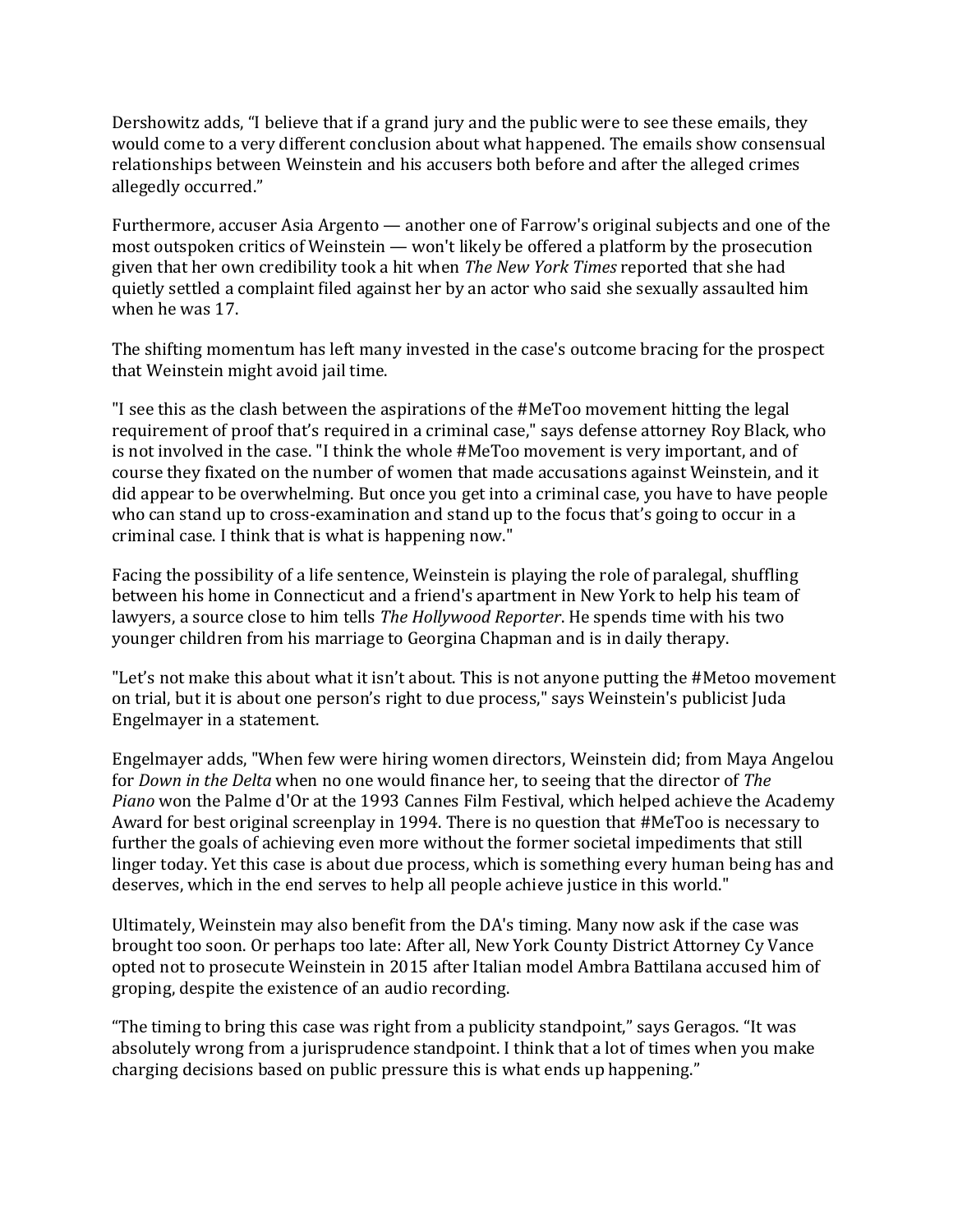Dershowitz adds, “I believe that if a grand jury and the public were to see these emails, they would come to a very different conclusion about what happened. The emails show consensual relationships between Weinstein and his accusers both before and after the alleged crimes allegedly occurred.”

Furthermore, accuser Asia Argento — another one of Farrow's original subjects and one of the most outspoken critics of Weinstein — won't likely be offered a platform by the prosecution given that her own credibility took a hit when *The New York Times* reported that she had quietly settled a complaint filed against her by an actor who said she sexually assaulted him when he was 17.

The shifting momentum has left many invested in the case's outcome bracing for the prospect that Weinstein might avoid jail time.

"I see this as the clash between the aspirations of the #MeToo movement hitting the legal requirement of proof that’s required in a criminal case," says defense attorney Roy Black, who is not involved in the case. "I think the whole #MeToo movement is very important, and of course they fixated on the number of women that made accusations against Weinstein, and it did appear to be overwhelming. But once you get into a criminal case, you have to have people who can stand up to cross-examination and stand up to the focus that’s going to occur in a criminal case. I think that is what is happening now."

Facing the possibility of a life sentence, Weinstein is playing the role of paralegal, shuffling between his home in Connecticut and a friend's apartment in New York to help his team of lawyers, a source close to him tells *The Hollywood Reporter*. He spends time with his two younger children from his marriage to Georgina Chapman and is in daily therapy.

"Let’s not make this about what it isn’t about. This is not anyone putting the #Metoo movement on trial, but it is about one person’s right to due process," says Weinstein's publicist Juda Engelmayer in a statement.

Engelmayer adds, "When few were hiring women directors, Weinstein did; from Maya Angelou for *Down in the Delta* when no one would finance her, to seeing that the director of *The Piano* won the Palme d'Or at the 1993 Cannes Film Festival, which helped achieve the Academy Award for best original screenplay in 1994. There is no question that #MeToo is necessary to further the goals of achieving even more without the former societal impediments that still linger today. Yet this case is about due process, which is something every human being has and deserves, which in the end serves to help all people achieve justice in this world."

Ultimately, Weinstein may also benefit from the DA's timing. Many now ask if the case was brought too soon. Or perhaps too late: After all, New York County District Attorney Cy Vance opted not to prosecute Weinstein in 2015 after Italian model Ambra Battilana accused him of groping, despite the existence of an audio recording.

“The timing to bring this case was right from a publicity standpoint,” says Geragos. “It was absolutely wrong from a jurisprudence standpoint. I think that a lot of times when you make charging decisions based on public pressure this is what ends up happening.”